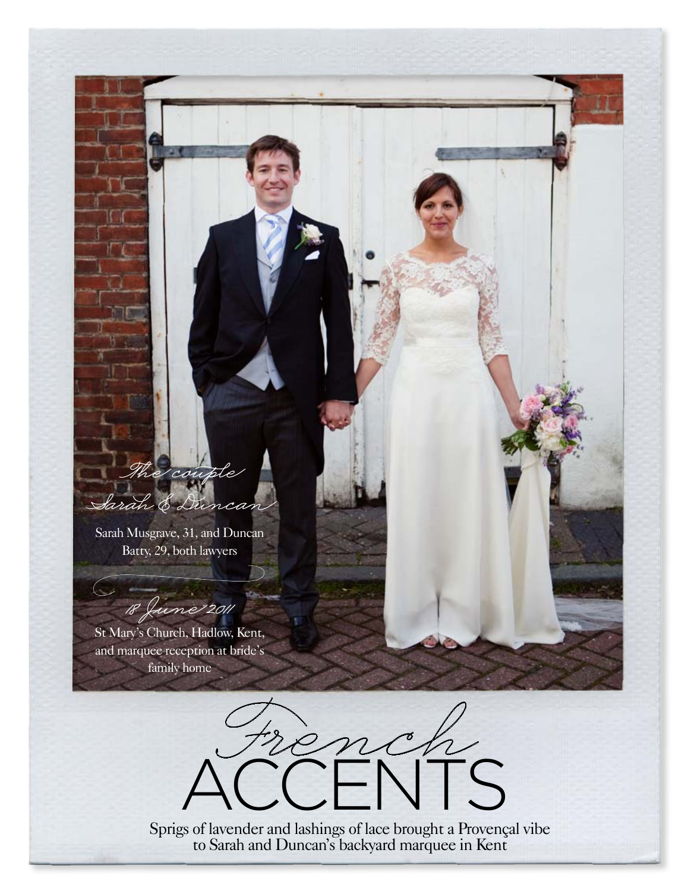*The couple*

*Sarah & Duncan*

Sarah Musgrave, 31, and Duncan Batty, 29, both lawyers

*18 June 2011*

St Mary's Church, Hadlow, Kent, and marquee reception at bride's family home

# *French* ACCENTS

Sprigs of lavender and lashings of lace brought a Provençal vibe to Sarah and Duncan's backyard marquee in Kent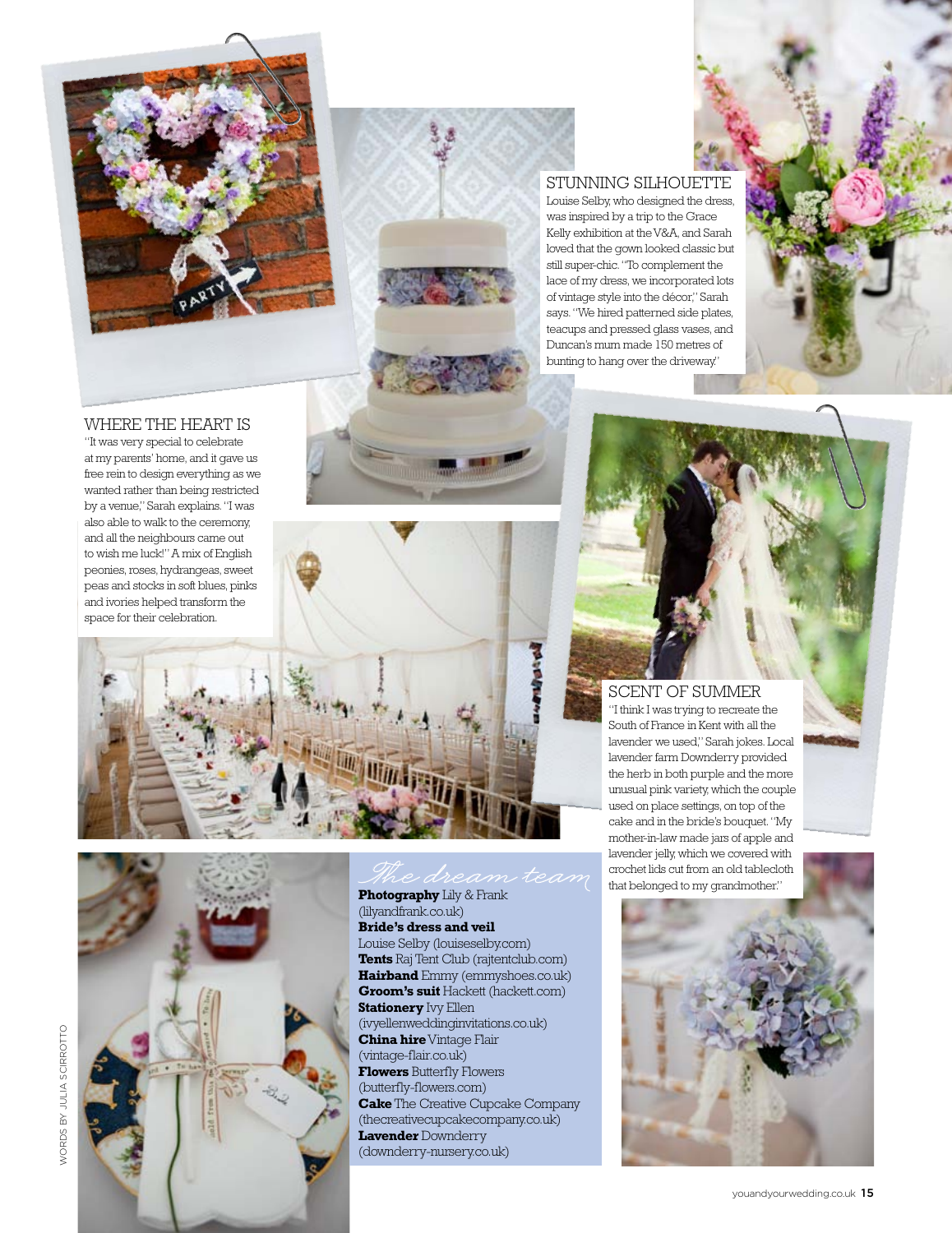## WHERE THE HEART IS

"It was very special to celebrate at my parents' home, and it gave us free rein to design everything as we wanted rather than being restricted by a venue," Sarah explains. "I was also able to walk to the ceremony, and all the neighbours came out to wish me luck!" A mix of English peonies, roses, hydrangeas, sweet peas and stocks in soft blues, pinks and ivories helped transform the space for their celebration.

## STUNNING SILHOUETTE

Louise Selby, who designed the dress, was inspired by a trip to the Grace Kelly exhibition at the V&A, and Sarah loved that the gown looked classic but still super-chic. "To complement the lace of my dress, we incorporated lots of vintage style into the décor," Sarah says. "We hired patterned side plates, teacups and pressed glass vases, and Duncan's mum made 150 metres of bunting to hang over the driveway."

## SCENT OF SUMMER

"I think I was trying to recreate the South of France in Kent with all the lavender we used," Sarah jokes. Local lavender farm Downderry provided the herb in both purple and the more unusual pink variety, which the couple used on place settings, on top of the cake and in the bride's bouquet. "My mother-in-law made jars of apple and lavender jelly, which we covered with crochet lids cut from an old tablecloth that belonged to my grandmother."

## *The dream team*

**Photography** Lily & Frank (lilyandfrank.co.uk)
**Bride's dress and veil** Louise Selby (louiseselby.com)
**Tents** Raj Tent Club (rajtentclub.com)
**Hairband** Emmy (emmyshoes.co.uk)
**Groom's suit** Hackett (hackett.com)
**Stationery** Ivy Ellen (ivyellenweddinginvitations.co.uk)
**China hire** Vintage Flair (vintage-flair.co.uk)
**Flowers** Butterfly Flowers (butterfly-flowers.com)
**Cake** The Creative Cupcake Company (thecreativecupcakecompany.co.uk)
**Lavender** Downderry (downderry-nursery.co.uk)

WORDS BY JULIA SCIRROTTO